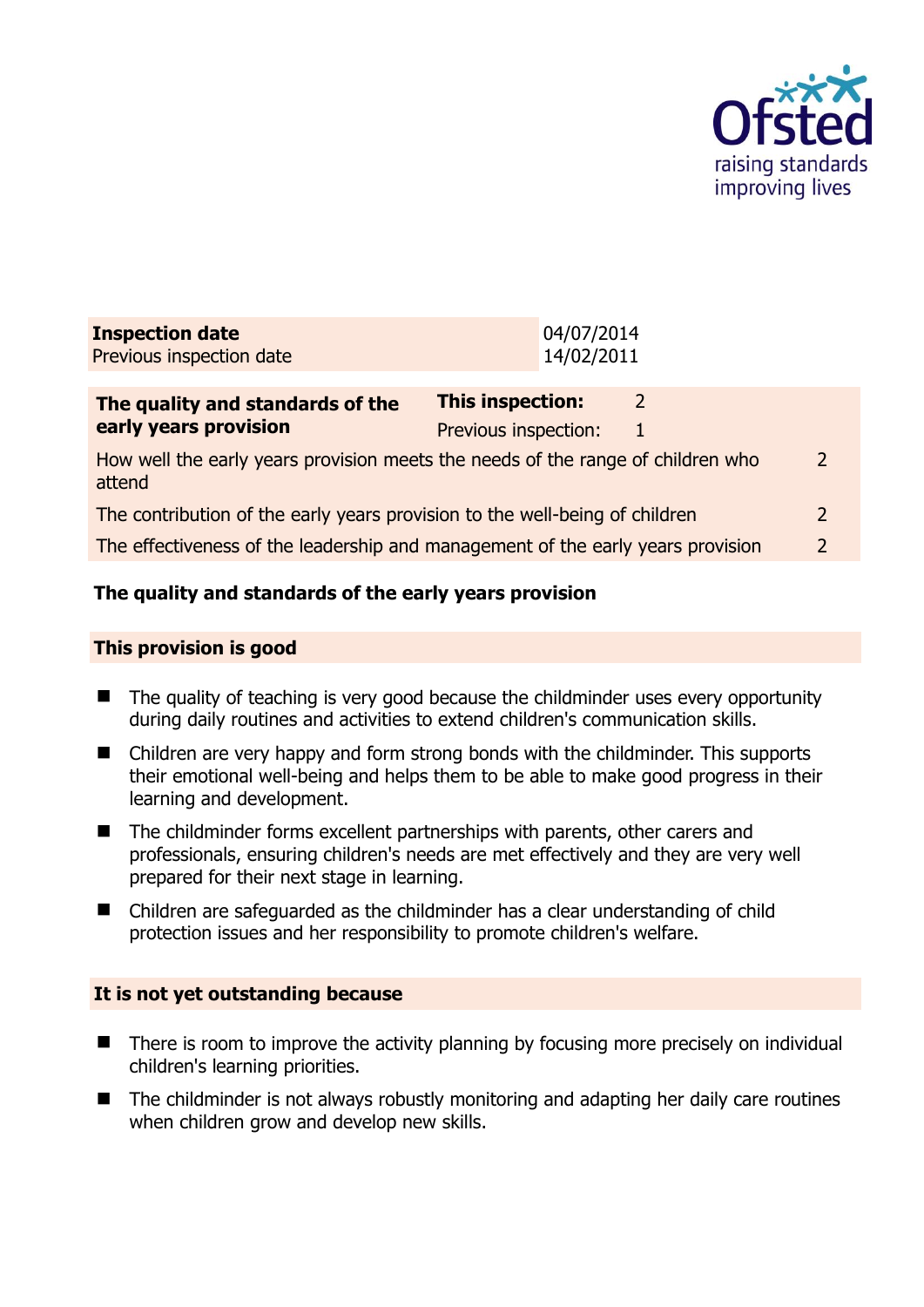| **Inspection date** | 04/07/2014 |
|---|---|
| Previous inspection date | 14/02/2011 |

| **The quality and standards of the early years provision** | **This inspection:** | 2 |
|---|---|---|
| | Previous inspection: | 1 |
| How well the early years provision meets the needs of the range of children who attend | | 2 |
| The contribution of the early years provision to the well-being of children | | 2 |
| The effectiveness of the leadership and management of the early years provision | | 2 |

## The quality and standards of the early years provision

### This provision is good

- The quality of teaching is very good because the childminder uses every opportunity during daily routines and activities to extend children's communication skills.
- Children are very happy and form strong bonds with the childminder. This supports their emotional well-being and helps them to be able to make good progress in their learning and development.
- The childminder forms excellent partnerships with parents, other carers and professionals, ensuring children's needs are met effectively and they are very well prepared for their next stage in learning.
- Children are safeguarded as the childminder has a clear understanding of child protection issues and her responsibility to promote children's welfare.

### It is not yet outstanding because

- There is room to improve the activity planning by focusing more precisely on individual children's learning priorities.
- The childminder is not always robustly monitoring and adapting her daily care routines when children grow and develop new skills.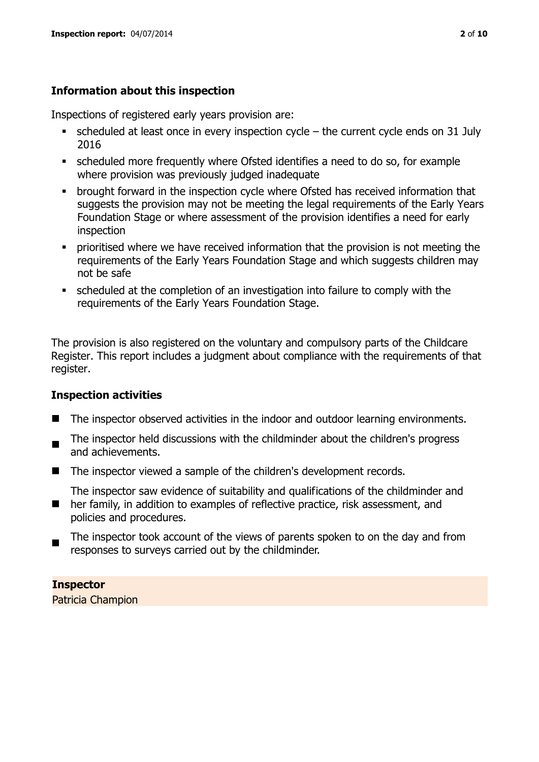### Information about this inspection

Inspections of registered early years provision are:

- scheduled at least once in every inspection cycle – the current cycle ends on 31 July 2016
- scheduled more frequently where Ofsted identifies a need to do so, for example where provision was previously judged inadequate
- brought forward in the inspection cycle where Ofsted has received information that suggests the provision may not be meeting the legal requirements of the Early Years Foundation Stage or where assessment of the provision identifies a need for early inspection
- prioritised where we have received information that the provision is not meeting the requirements of the Early Years Foundation Stage and which suggests children may not be safe
- scheduled at the completion of an investigation into failure to comply with the requirements of the Early Years Foundation Stage.

The provision is also registered on the voluntary and compulsory parts of the Childcare Register. This report includes a judgment about compliance with the requirements of that register.

### Inspection activities

- The inspector observed activities in the indoor and outdoor learning environments.
- The inspector held discussions with the childminder about the children's progress and achievements.
- The inspector viewed a sample of the children's development records.
- The inspector saw evidence of suitability and qualifications of the childminder and her family, in addition to examples of reflective practice, risk assessment, and policies and procedures.
- The inspector took account of the views of parents spoken to on the day and from responses to surveys carried out by the childminder.

**Inspector**
Patricia Champion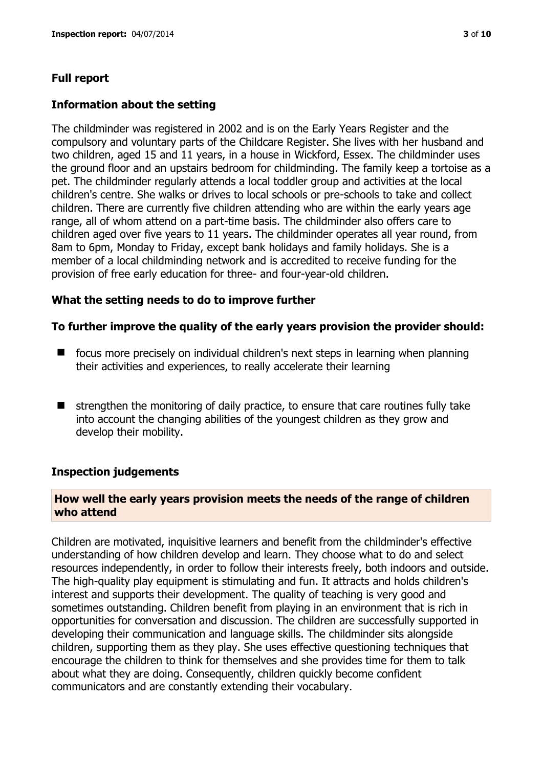## Full report

### Information about the setting

The childminder was registered in 2002 and is on the Early Years Register and the compulsory and voluntary parts of the Childcare Register. She lives with her husband and two children, aged 15 and 11 years, in a house in Wickford, Essex. The childminder uses the ground floor and an upstairs bedroom for childminding. The family keep a tortoise as a pet. The childminder regularly attends a local toddler group and activities at the local children's centre. She walks or drives to local schools or pre-schools to take and collect children. There are currently five children attending who are within the early years age range, all of whom attend on a part-time basis. The childminder also offers care to children aged over five years to 11 years. The childminder operates all year round, from 8am to 6pm, Monday to Friday, except bank holidays and family holidays. She is a member of a local childminding network and is accredited to receive funding for the provision of free early education for three- and four-year-old children.

### What the setting needs to do to improve further

**To further improve the quality of the early years provision the provider should:**

- focus more precisely on individual children's next steps in learning when planning their activities and experiences, to really accelerate their learning
- strengthen the monitoring of daily practice, to ensure that care routines fully take into account the changing abilities of the youngest children as they grow and develop their mobility.

### Inspection judgements

**How well the early years provision meets the needs of the range of children who attend**

Children are motivated, inquisitive learners and benefit from the childminder's effective understanding of how children develop and learn. They choose what to do and select resources independently, in order to follow their interests freely, both indoors and outside. The high-quality play equipment is stimulating and fun. It attracts and holds children's interest and supports their development. The quality of teaching is very good and sometimes outstanding. Children benefit from playing in an environment that is rich in opportunities for conversation and discussion. The children are successfully supported in developing their communication and language skills. The childminder sits alongside children, supporting them as they play. She uses effective questioning techniques that encourage the children to think for themselves and she provides time for them to talk about what they are doing. Consequently, children quickly become confident communicators and are constantly extending their vocabulary.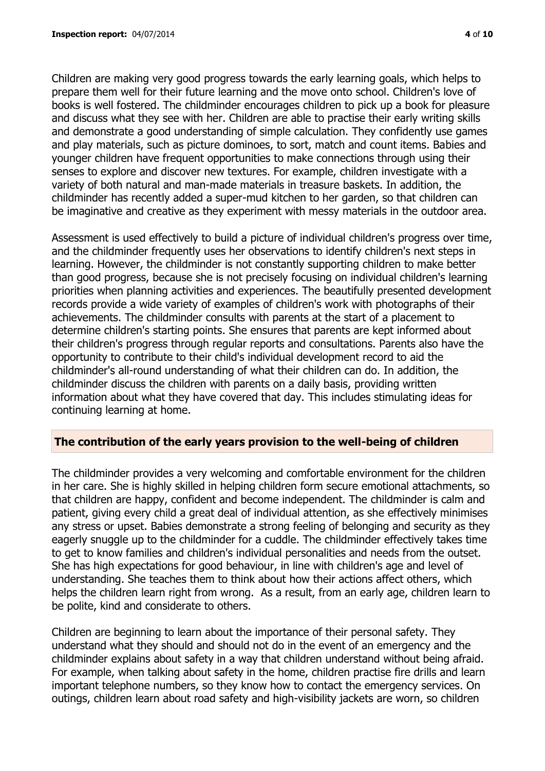Children are making very good progress towards the early learning goals, which helps to prepare them well for their future learning and the move onto school. Children's love of books is well fostered. The childminder encourages children to pick up a book for pleasure and discuss what they see with her. Children are able to practise their early writing skills and demonstrate a good understanding of simple calculation. They confidently use games and play materials, such as picture dominoes, to sort, match and count items. Babies and younger children have frequent opportunities to make connections through using their senses to explore and discover new textures. For example, children investigate with a variety of both natural and man-made materials in treasure baskets. In addition, the childminder has recently added a super-mud kitchen to her garden, so that children can be imaginative and creative as they experiment with messy materials in the outdoor area.

Assessment is used effectively to build a picture of individual children's progress over time, and the childminder frequently uses her observations to identify children's next steps in learning. However, the childminder is not constantly supporting children to make better than good progress, because she is not precisely focusing on individual children's learning priorities when planning activities and experiences. The beautifully presented development records provide a wide variety of examples of children's work with photographs of their achievements. The childminder consults with parents at the start of a placement to determine children's starting points. She ensures that parents are kept informed about their children's progress through regular reports and consultations. Parents also have the opportunity to contribute to their child's individual development record to aid the childminder's all-round understanding of what their children can do. In addition, the childminder discuss the children with parents on a daily basis, providing written information about what they have covered that day. This includes stimulating ideas for continuing learning at home.

## The contribution of the early years provision to the well-being of children

The childminder provides a very welcoming and comfortable environment for the children in her care. She is highly skilled in helping children form secure emotional attachments, so that children are happy, confident and become independent. The childminder is calm and patient, giving every child a great deal of individual attention, as she effectively minimises any stress or upset. Babies demonstrate a strong feeling of belonging and security as they eagerly snuggle up to the childminder for a cuddle. The childminder effectively takes time to get to know families and children's individual personalities and needs from the outset. She has high expectations for good behaviour, in line with children's age and level of understanding. She teaches them to think about how their actions affect others, which helps the children learn right from wrong. As a result, from an early age, children learn to be polite, kind and considerate to others.

Children are beginning to learn about the importance of their personal safety. They understand what they should and should not do in the event of an emergency and the childminder explains about safety in a way that children understand without being afraid. For example, when talking about safety in the home, children practise fire drills and learn important telephone numbers, so they know how to contact the emergency services. On outings, children learn about road safety and high-visibility jackets are worn, so children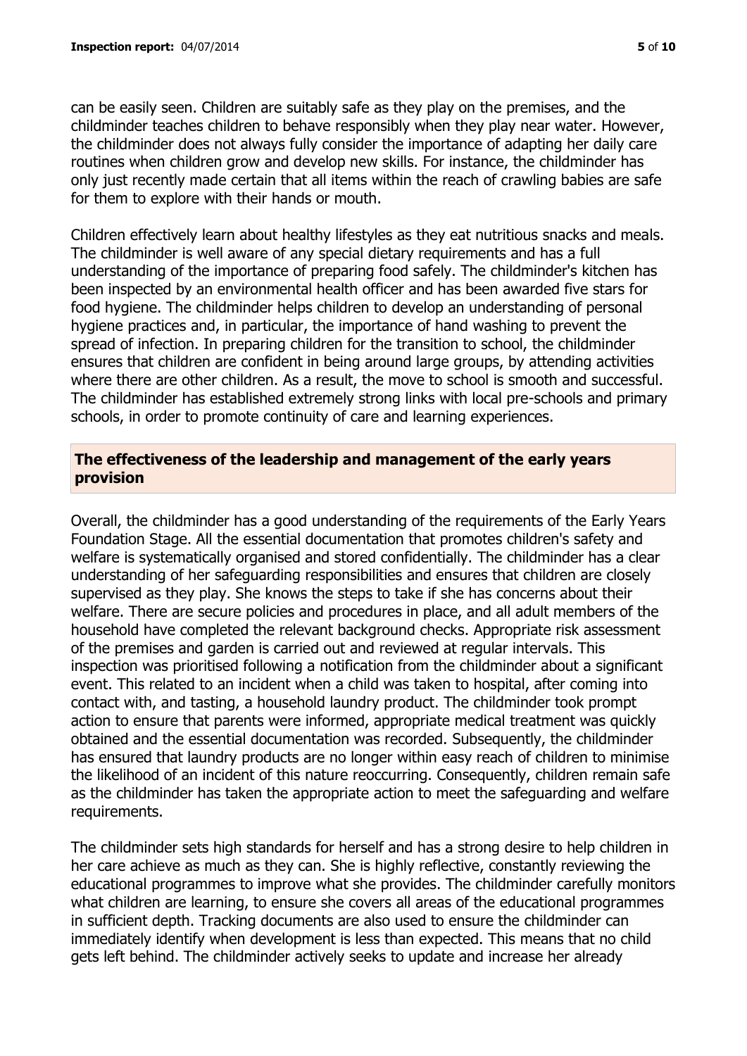can be easily seen. Children are suitably safe as they play on the premises, and the childminder teaches children to behave responsibly when they play near water. However, the childminder does not always fully consider the importance of adapting her daily care routines when children grow and develop new skills. For instance, the childminder has only just recently made certain that all items within the reach of crawling babies are safe for them to explore with their hands or mouth.

Children effectively learn about healthy lifestyles as they eat nutritious snacks and meals. The childminder is well aware of any special dietary requirements and has a full understanding of the importance of preparing food safely. The childminder's kitchen has been inspected by an environmental health officer and has been awarded five stars for food hygiene. The childminder helps children to develop an understanding of personal hygiene practices and, in particular, the importance of hand washing to prevent the spread of infection. In preparing children for the transition to school, the childminder ensures that children are confident in being around large groups, by attending activities where there are other children. As a result, the move to school is smooth and successful. The childminder has established extremely strong links with local pre-schools and primary schools, in order to promote continuity of care and learning experiences.

## The effectiveness of the leadership and management of the early years provision

Overall, the childminder has a good understanding of the requirements of the Early Years Foundation Stage. All the essential documentation that promotes children's safety and welfare is systematically organised and stored confidentially. The childminder has a clear understanding of her safeguarding responsibilities and ensures that children are closely supervised as they play. She knows the steps to take if she has concerns about their welfare. There are secure policies and procedures in place, and all adult members of the household have completed the relevant background checks. Appropriate risk assessment of the premises and garden is carried out and reviewed at regular intervals. This inspection was prioritised following a notification from the childminder about a significant event. This related to an incident when a child was taken to hospital, after coming into contact with, and tasting, a household laundry product. The childminder took prompt action to ensure that parents were informed, appropriate medical treatment was quickly obtained and the essential documentation was recorded. Subsequently, the childminder has ensured that laundry products are no longer within easy reach of children to minimise the likelihood of an incident of this nature reoccurring. Consequently, children remain safe as the childminder has taken the appropriate action to meet the safeguarding and welfare requirements.

The childminder sets high standards for herself and has a strong desire to help children in her care achieve as much as they can. She is highly reflective, constantly reviewing the educational programmes to improve what she provides. The childminder carefully monitors what children are learning, to ensure she covers all areas of the educational programmes in sufficient depth. Tracking documents are also used to ensure the childminder can immediately identify when development is less than expected. This means that no child gets left behind. The childminder actively seeks to update and increase her already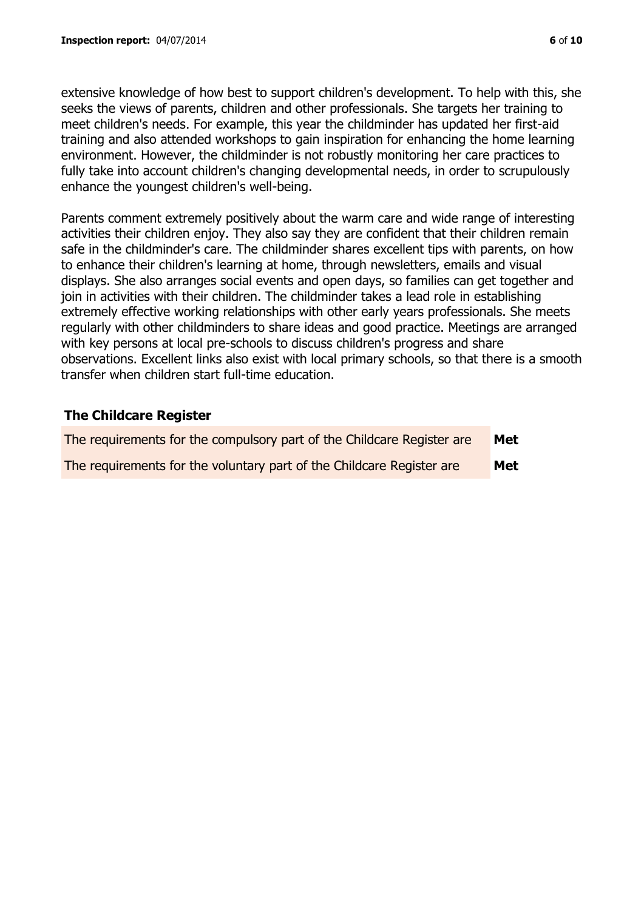extensive knowledge of how best to support children's development. To help with this, she seeks the views of parents, children and other professionals. She targets her training to meet children's needs. For example, this year the childminder has updated her first-aid training and also attended workshops to gain inspiration for enhancing the home learning environment. However, the childminder is not robustly monitoring her care practices to fully take into account children's changing developmental needs, in order to scrupulously enhance the youngest children's well-being.

Parents comment extremely positively about the warm care and wide range of interesting activities their children enjoy. They also say they are confident that their children remain safe in the childminder's care. The childminder shares excellent tips with parents, on how to enhance their children's learning at home, through newsletters, emails and visual displays. She also arranges social events and open days, so families can get together and join in activities with their children. The childminder takes a lead role in establishing extremely effective working relationships with other early years professionals. She meets regularly with other childminders to share ideas and good practice. Meetings are arranged with key persons at local pre-schools to discuss children's progress and share observations. Excellent links also exist with local primary schools, so that there is a smooth transfer when children start full-time education.

## The Childcare Register

| | |
|---|---|
| The requirements for the compulsory part of the Childcare Register are | **Met** |
| The requirements for the voluntary part of the Childcare Register are | **Met** |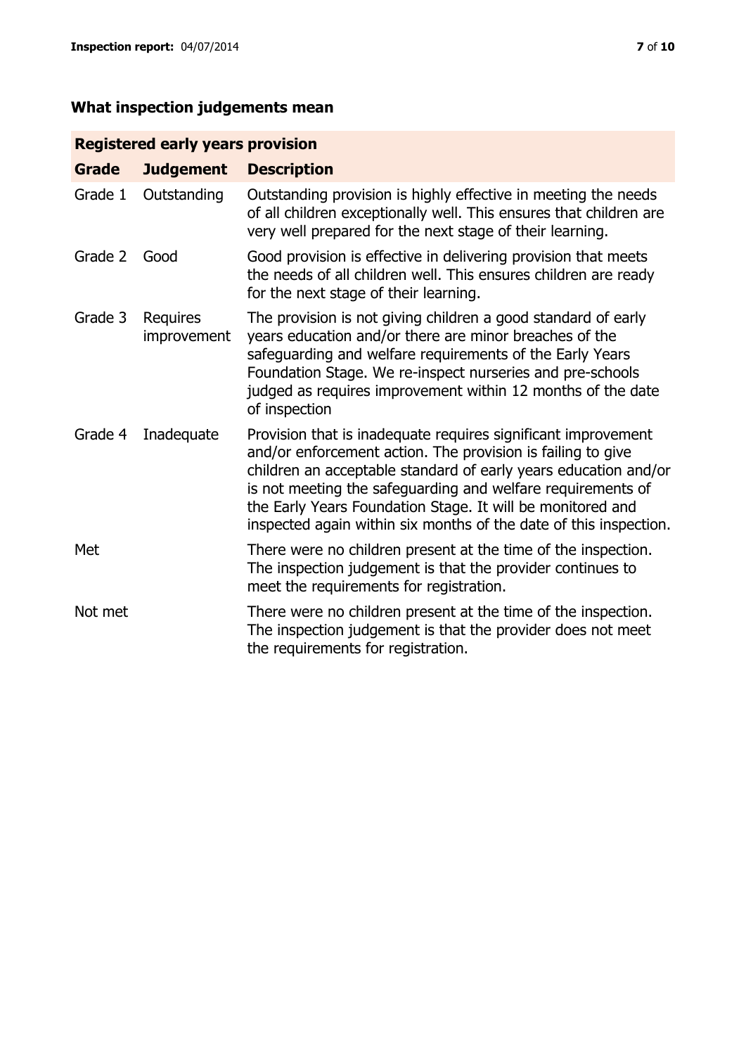## What inspection judgements mean

| Registered early years provision | | |
|---|---|---|
| **Grade** | **Judgement** | **Description** |
| Grade 1 | Outstanding | Outstanding provision is highly effective in meeting the needs of all children exceptionally well. This ensures that children are very well prepared for the next stage of their learning. |
| Grade 2 | Good | Good provision is effective in delivering provision that meets the needs of all children well. This ensures children are ready for the next stage of their learning. |
| Grade 3 | Requires improvement | The provision is not giving children a good standard of early years education and/or there are minor breaches of the safeguarding and welfare requirements of the Early Years Foundation Stage. We re-inspect nurseries and pre-schools judged as requires improvement within 12 months of the date of inspection |
| Grade 4 | Inadequate | Provision that is inadequate requires significant improvement and/or enforcement action. The provision is failing to give children an acceptable standard of early years education and/or is not meeting the safeguarding and welfare requirements of the Early Years Foundation Stage. It will be monitored and inspected again within six months of the date of this inspection. |
| Met | | There were no children present at the time of the inspection. The inspection judgement is that the provider continues to meet the requirements for registration. |
| Not met | | There were no children present at the time of the inspection. The inspection judgement is that the provider does not meet the requirements for registration. |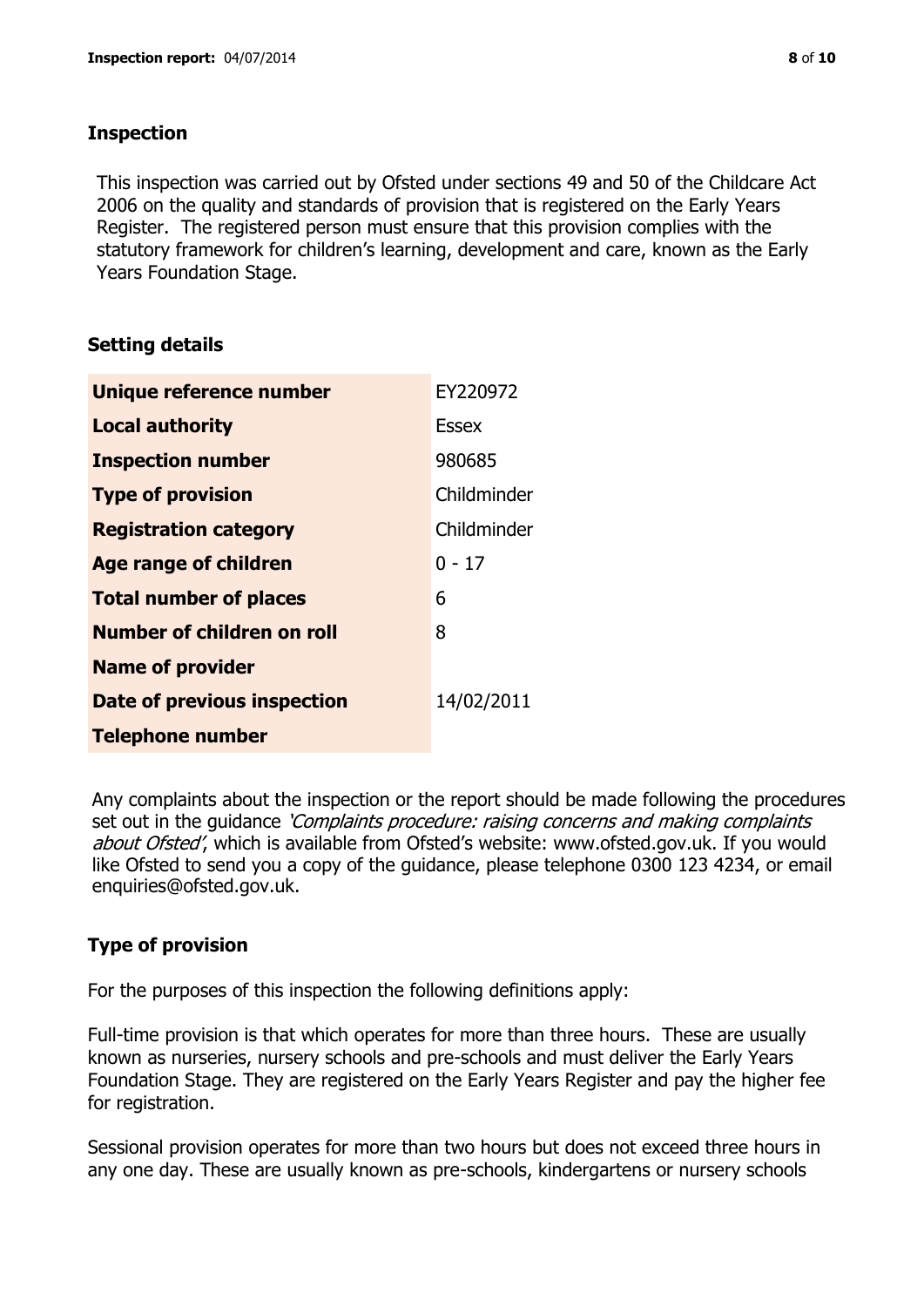## Inspection

This inspection was carried out by Ofsted under sections 49 and 50 of the Childcare Act 2006 on the quality and standards of provision that is registered on the Early Years Register. The registered person must ensure that this provision complies with the statutory framework for children's learning, development and care, known as the Early Years Foundation Stage.

## Setting details

| | |
|---|---|
| **Unique reference number** | EY220972 |
| **Local authority** | Essex |
| **Inspection number** | 980685 |
| **Type of provision** | Childminder |
| **Registration category** | Childminder |
| **Age range of children** | 0 - 17 |
| **Total number of places** | 6 |
| **Number of children on roll** | 8 |
| **Name of provider** | |
| **Date of previous inspection** | 14/02/2011 |
| **Telephone number** | |

Any complaints about the inspection or the report should be made following the procedures set out in the guidance *'Complaints procedure: raising concerns and making complaints about Ofsted'*, which is available from Ofsted's website: www.ofsted.gov.uk. If you would like Ofsted to send you a copy of the guidance, please telephone 0300 123 4234, or email enquiries@ofsted.gov.uk.

## Type of provision

For the purposes of this inspection the following definitions apply:

Full-time provision is that which operates for more than three hours. These are usually known as nurseries, nursery schools and pre-schools and must deliver the Early Years Foundation Stage. They are registered on the Early Years Register and pay the higher fee for registration.

Sessional provision operates for more than two hours but does not exceed three hours in any one day. These are usually known as pre-schools, kindergartens or nursery schools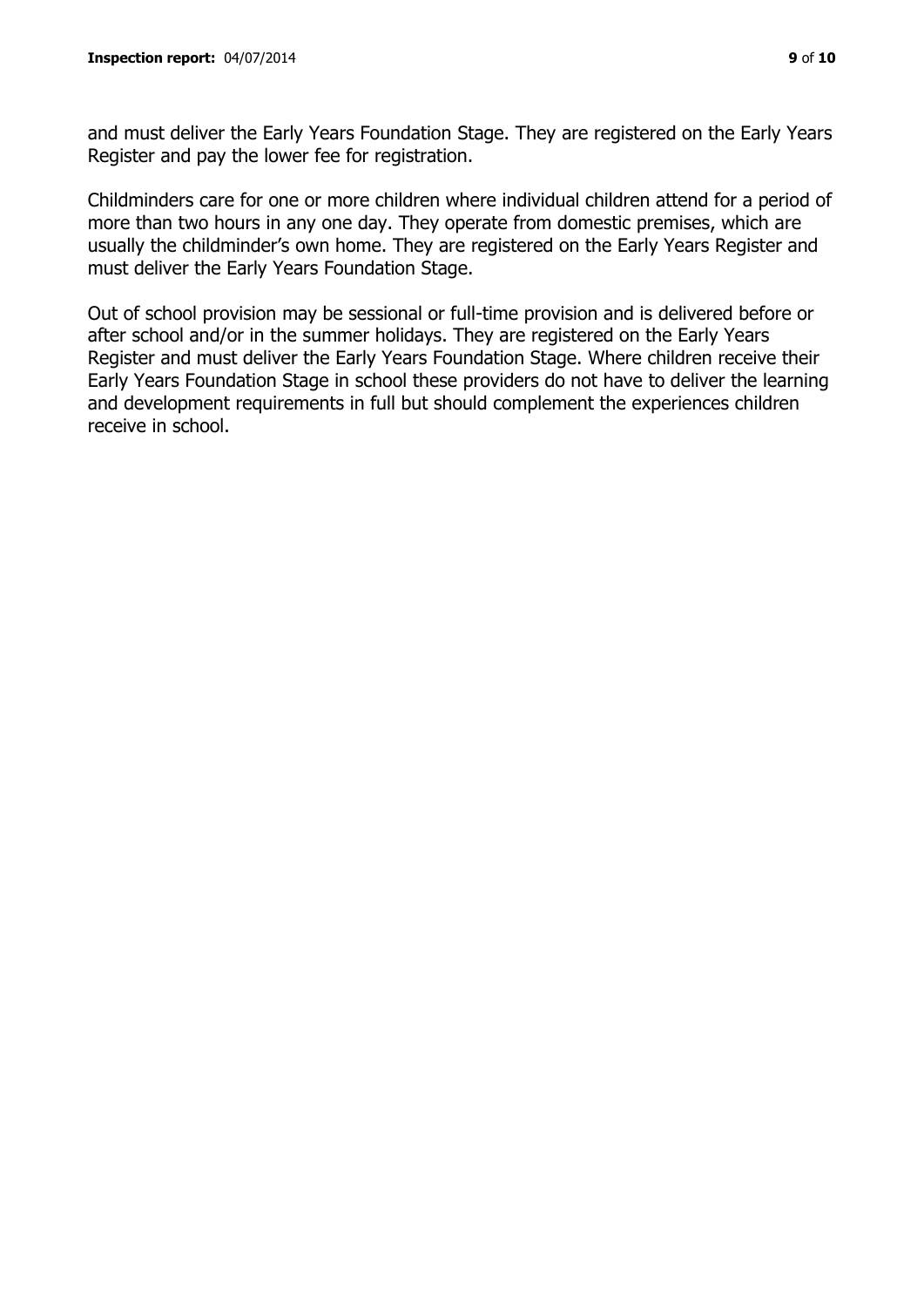and must deliver the Early Years Foundation Stage. They are registered on the Early Years Register and pay the lower fee for registration.

Childminders care for one or more children where individual children attend for a period of more than two hours in any one day. They operate from domestic premises, which are usually the childminder's own home. They are registered on the Early Years Register and must deliver the Early Years Foundation Stage.

Out of school provision may be sessional or full-time provision and is delivered before or after school and/or in the summer holidays. They are registered on the Early Years Register and must deliver the Early Years Foundation Stage. Where children receive their Early Years Foundation Stage in school these providers do not have to deliver the learning and development requirements in full but should complement the experiences children receive in school.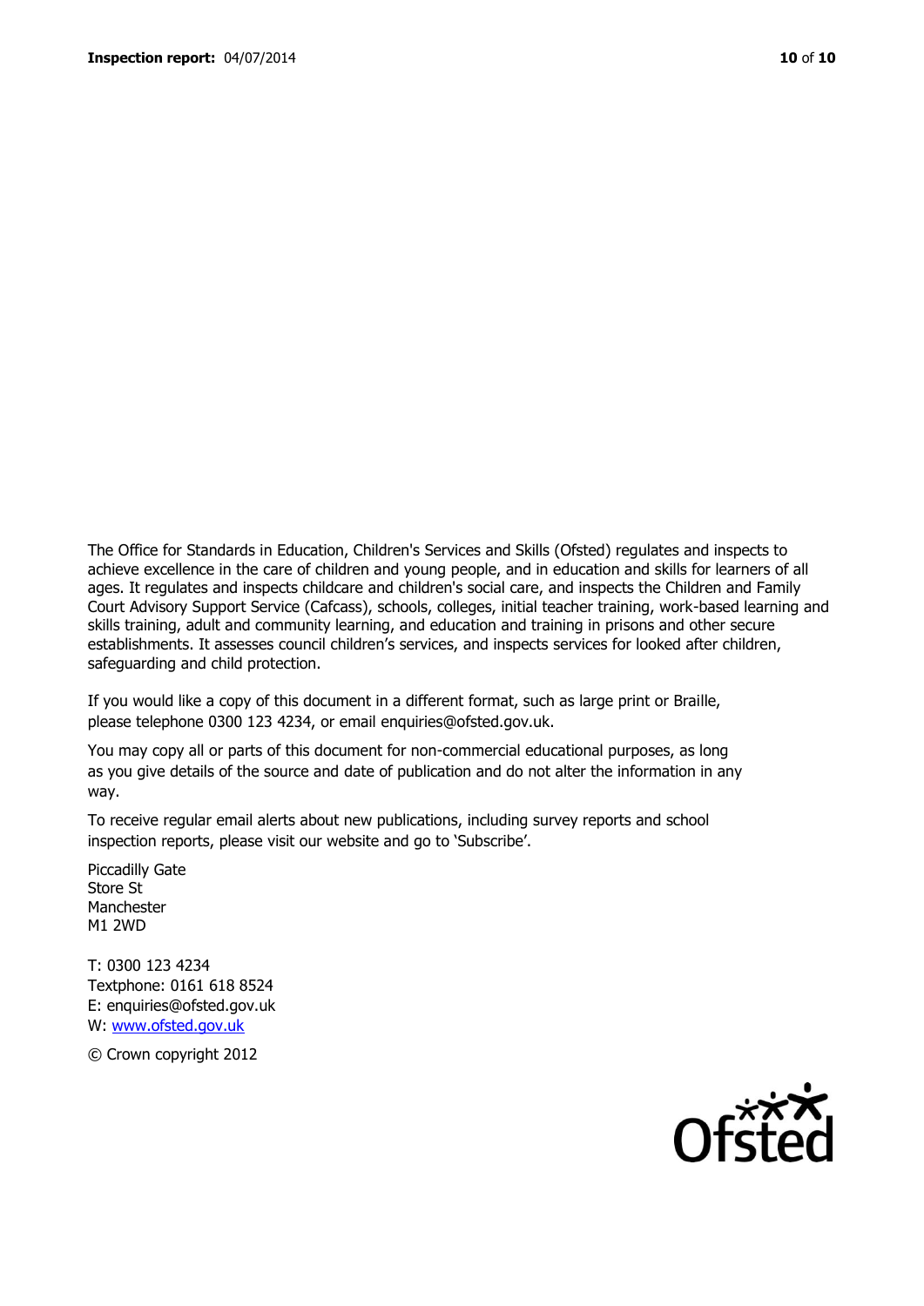The Office for Standards in Education, Children's Services and Skills (Ofsted) regulates and inspects to achieve excellence in the care of children and young people, and in education and skills for learners of all ages. It regulates and inspects childcare and children's social care, and inspects the Children and Family Court Advisory Support Service (Cafcass), schools, colleges, initial teacher training, work-based learning and skills training, adult and community learning, and education and training in prisons and other secure establishments. It assesses council children's services, and inspects services for looked after children, safeguarding and child protection.

If you would like a copy of this document in a different format, such as large print or Braille, please telephone 0300 123 4234, or email enquiries@ofsted.gov.uk.

You may copy all or parts of this document for non-commercial educational purposes, as long as you give details of the source and date of publication and do not alter the information in any way.

To receive regular email alerts about new publications, including survey reports and school inspection reports, please visit our website and go to 'Subscribe'.

Piccadilly Gate
Store St
Manchester
M1 2WD

T: 0300 123 4234
Textphone: 0161 618 8524
E: enquiries@ofsted.gov.uk
W: www.ofsted.gov.uk

© Crown copyright 2012

Ofsted